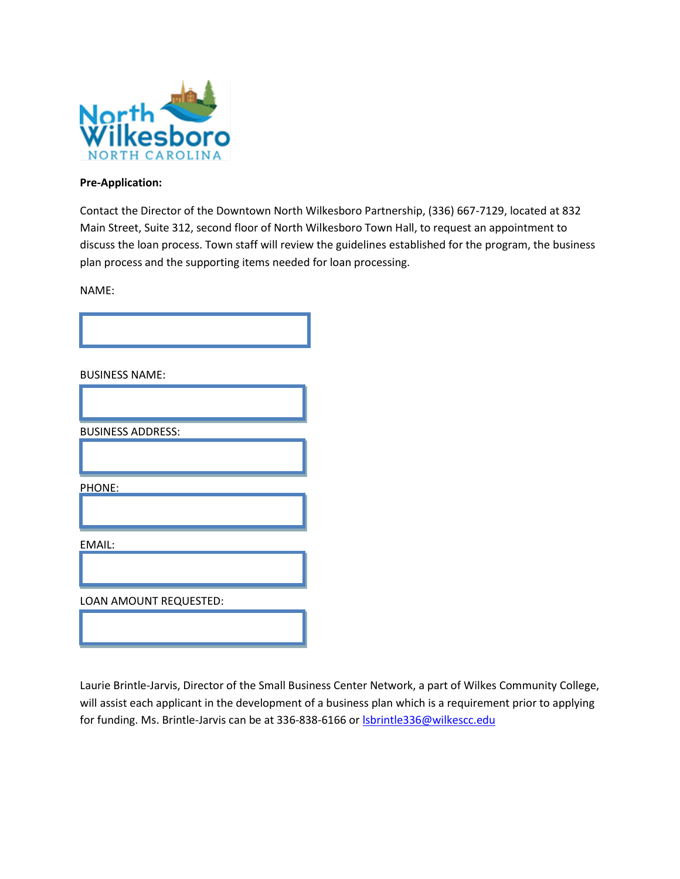North Wilkesboro
NORTH CAROLINA

**Pre-Application:**

Contact the Director of the Downtown North Wilkesboro Partnership, (336) 667-7129, located at 832 Main Street, Suite 312, second floor of North Wilkesboro Town Hall, to request an appointment to discuss the loan process. Town staff will review the guidelines established for the program, the business plan process and the supporting items needed for loan processing.

NAME:

BUSINESS NAME:

BUSINESS ADDRESS:

PHONE:

EMAIL:

LOAN AMOUNT REQUESTED:

Laurie Brintle-Jarvis, Director of the Small Business Center Network, a part of Wilkes Community College, will assist each applicant in the development of a business plan which is a requirement prior to applying for funding. Ms. Brintle-Jarvis can be at 336-838-6166 or lsbrintle336@wilkescc.edu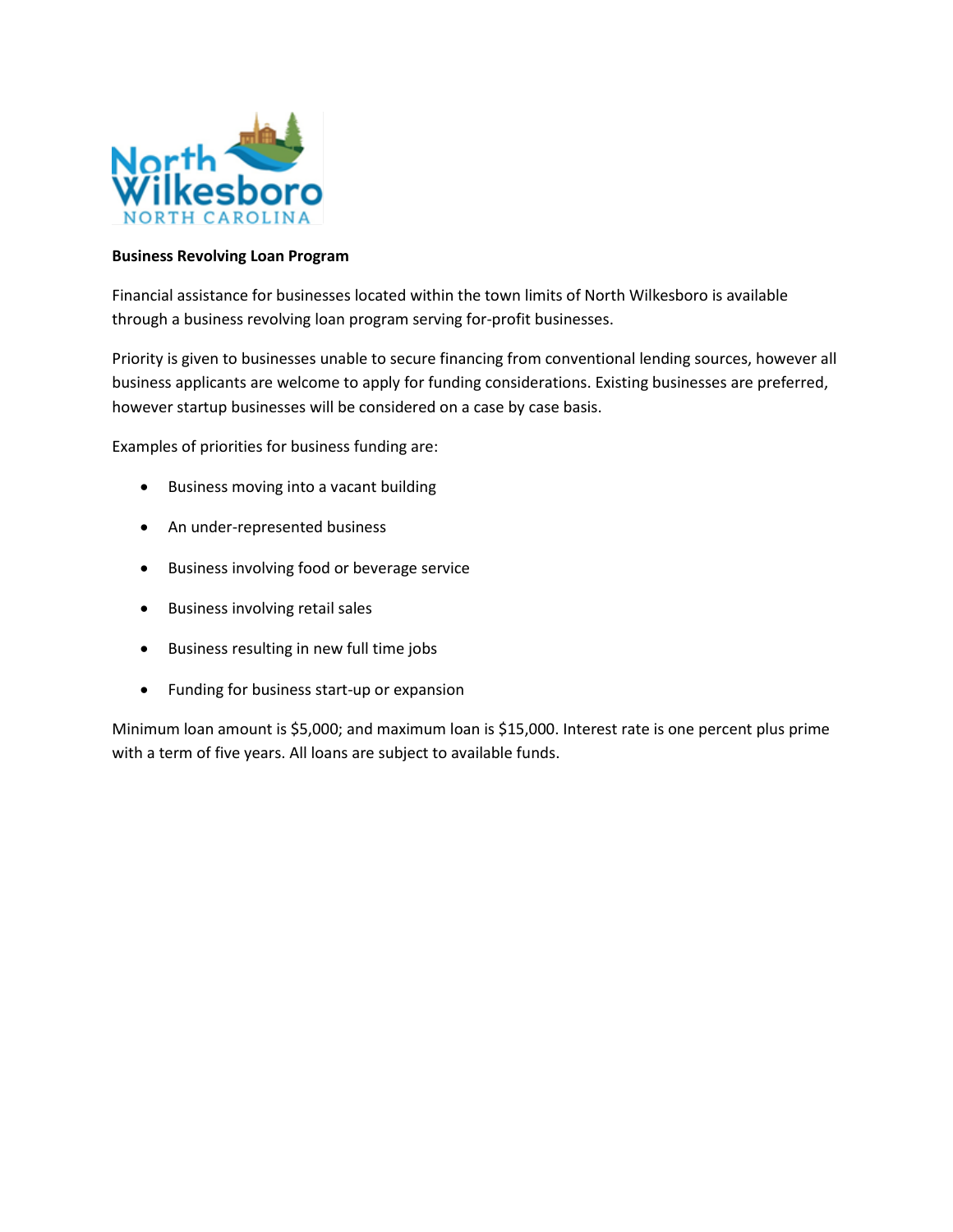**Business Revolving Loan Program**

Financial assistance for businesses located within the town limits of North Wilkesboro is available through a business revolving loan program serving for-profit businesses.

Priority is given to businesses unable to secure financing from conventional lending sources, however all business applicants are welcome to apply for funding considerations. Existing businesses are preferred, however startup businesses will be considered on a case by case basis.

Examples of priorities for business funding are:

- Business moving into a vacant building
- An under-represented business
- Business involving food or beverage service
- Business involving retail sales
- Business resulting in new full time jobs
- Funding for business start-up or expansion

Minimum loan amount is $5,000; and maximum loan is $15,000. Interest rate is one percent plus prime with a term of five years. All loans are subject to available funds.